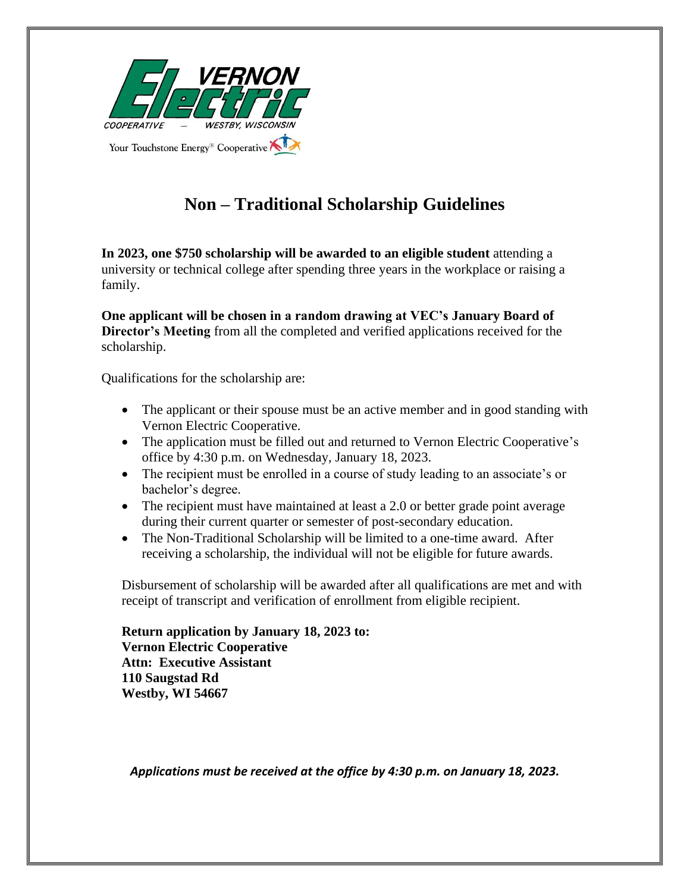VERNON Electric COOPERATIVE – WESTBY, WISCONSIN

Your Touchstone Energy® Cooperative

# Non – Traditional Scholarship Guidelines

**In 2023, one $750 scholarship will be awarded to an eligible student** attending a university or technical college after spending three years in the workplace or raising a family.

**One applicant will be chosen in a random drawing at VEC's January Board of Director's Meeting** from all the completed and verified applications received for the scholarship.

Qualifications for the scholarship are:

- The applicant or their spouse must be an active member and in good standing with Vernon Electric Cooperative.
- The application must be filled out and returned to Vernon Electric Cooperative's office by 4:30 p.m. on Wednesday, January 18, 2023.
- The recipient must be enrolled in a course of study leading to an associate's or bachelor's degree.
- The recipient must have maintained at least a 2.0 or better grade point average during their current quarter or semester of post-secondary education.
- The Non-Traditional Scholarship will be limited to a one-time award. After receiving a scholarship, the individual will not be eligible for future awards.

Disbursement of scholarship will be awarded after all qualifications are met and with receipt of transcript and verification of enrollment from eligible recipient.

**Return application by January 18, 2023 to:**
**Vernon Electric Cooperative**
**Attn: Executive Assistant**
**110 Saugstad Rd**
**Westby, WI 54667**

***Applications must be received at the office by 4:30 p.m. on January 18, 2023.***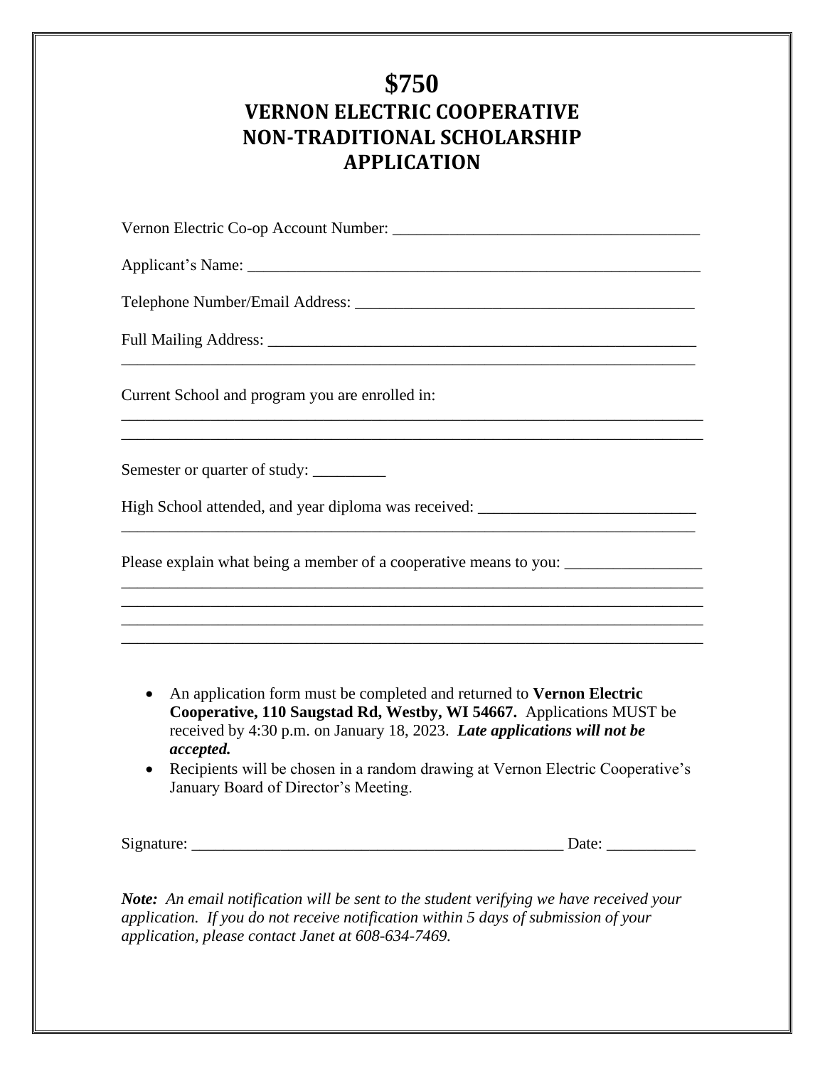# $750

# VERNON ELECTRIC COOPERATIVE NON-TRADITIONAL SCHOLARSHIP APPLICATION

Vernon Electric Co-op Account Number: ______________________________________

Applicant's Name: __________________________________________________________

Telephone Number/Email Address: __________________________________________

Full Mailing Address: _______________________________________________________
__________________________________________________________________________

Current School and program you are enrolled in:
__________________________________________________________________________
__________________________________________________________________________

Semester or quarter of study: _________

High School attended, and year diploma was received: ___________________________
__________________________________________________________________________

Please explain what being a member of a cooperative means to you: _________________
__________________________________________________________________________
__________________________________________________________________________
__________________________________________________________________________
__________________________________________________________________________

- An application form must be completed and returned to **Vernon Electric Cooperative, 110 Saugstad Rd, Westby, WI 54667.** Applications MUST be received by 4:30 p.m. on January 18, 2023. ***Late applications will not be accepted.***
- Recipients will be chosen in a random drawing at Vernon Electric Cooperative's January Board of Director's Meeting.

Signature: _______________________________________________ Date: ___________

***Note:*** *An email notification will be sent to the student verifying we have received your application. If you do not receive notification within 5 days of submission of your application, please contact Janet at 608-634-7469.*